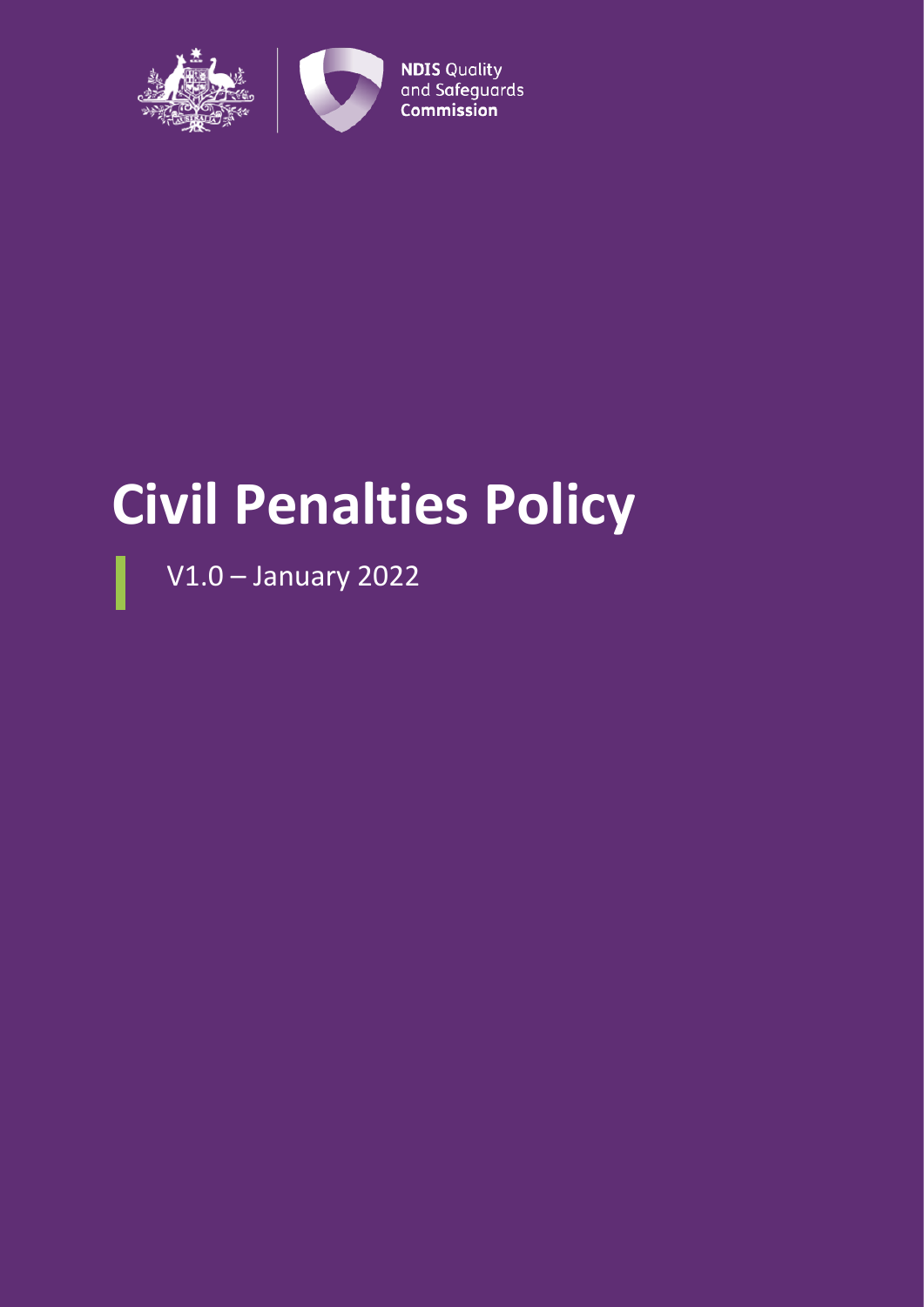NDIS Quality and Safeguards Commission

# Civil Penalties Policy

V1.0 – January 2022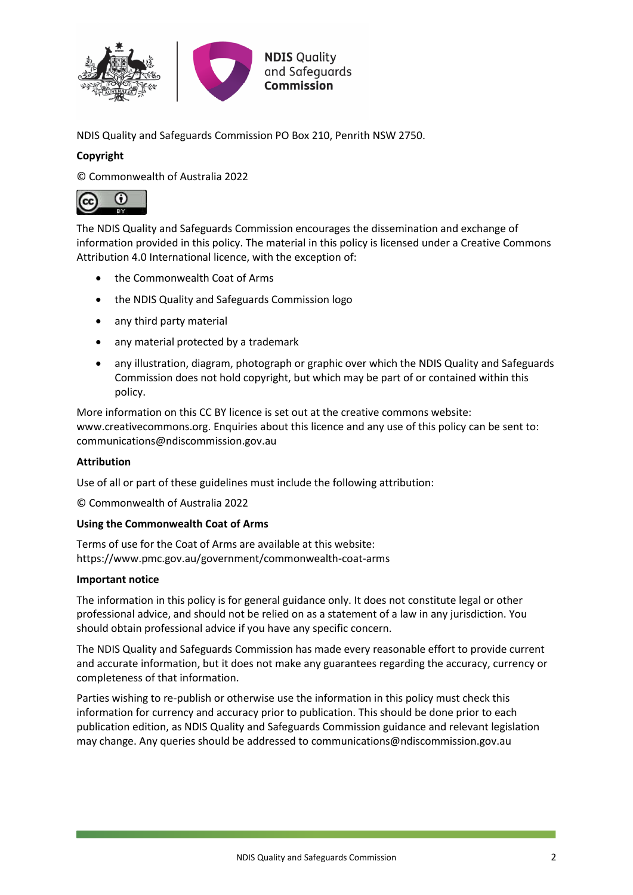NDIS Quality and Safeguards Commission PO Box 210, Penrith NSW 2750.

**Copyright**

© Commonwealth of Australia 2022

The NDIS Quality and Safeguards Commission encourages the dissemination and exchange of information provided in this policy. The material in this policy is licensed under a Creative Commons Attribution 4.0 International licence, with the exception of:

- the Commonwealth Coat of Arms
- the NDIS Quality and Safeguards Commission logo
- any third party material
- any material protected by a trademark
- any illustration, diagram, photograph or graphic over which the NDIS Quality and Safeguards Commission does not hold copyright, but which may be part of or contained within this policy.

More information on this CC BY licence is set out at the creative commons website: www.creativecommons.org. Enquiries about this licence and any use of this policy can be sent to: communications@ndiscommission.gov.au

**Attribution**

Use of all or part of these guidelines must include the following attribution:

© Commonwealth of Australia 2022

**Using the Commonwealth Coat of Arms**

Terms of use for the Coat of Arms are available at this website: https://www.pmc.gov.au/government/commonwealth-coat-arms

**Important notice**

The information in this policy is for general guidance only. It does not constitute legal or other professional advice, and should not be relied on as a statement of a law in any jurisdiction. You should obtain professional advice if you have any specific concern.

The NDIS Quality and Safeguards Commission has made every reasonable effort to provide current and accurate information, but it does not make any guarantees regarding the accuracy, currency or completeness of that information.

Parties wishing to re-publish or otherwise use the information in this policy must check this information for currency and accuracy prior to publication. This should be done prior to each publication edition, as NDIS Quality and Safeguards Commission guidance and relevant legislation may change. Any queries should be addressed to communications@ndiscommission.gov.au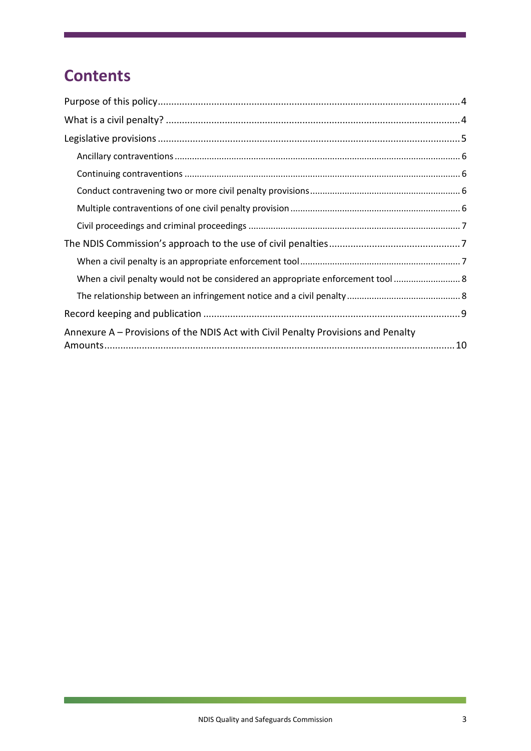# Contents

- Purpose of this policy ..... 4
- What is a civil penalty? ..... 4
- Legislative provisions ..... 5
  - Ancillary contraventions ..... 6
  - Continuing contraventions ..... 6
  - Conduct contravening two or more civil penalty provisions ..... 6
  - Multiple contraventions of one civil penalty provision ..... 6
  - Civil proceedings and criminal proceedings ..... 7
- The NDIS Commission's approach to the use of civil penalties ..... 7
  - When a civil penalty is an appropriate enforcement tool ..... 7
  - When a civil penalty would not be considered an appropriate enforcement tool ..... 8
  - The relationship between an infringement notice and a civil penalty ..... 8
- Record keeping and publication ..... 9
- Annexure A – Provisions of the NDIS Act with Civil Penalty Provisions and Penalty Amounts ..... 10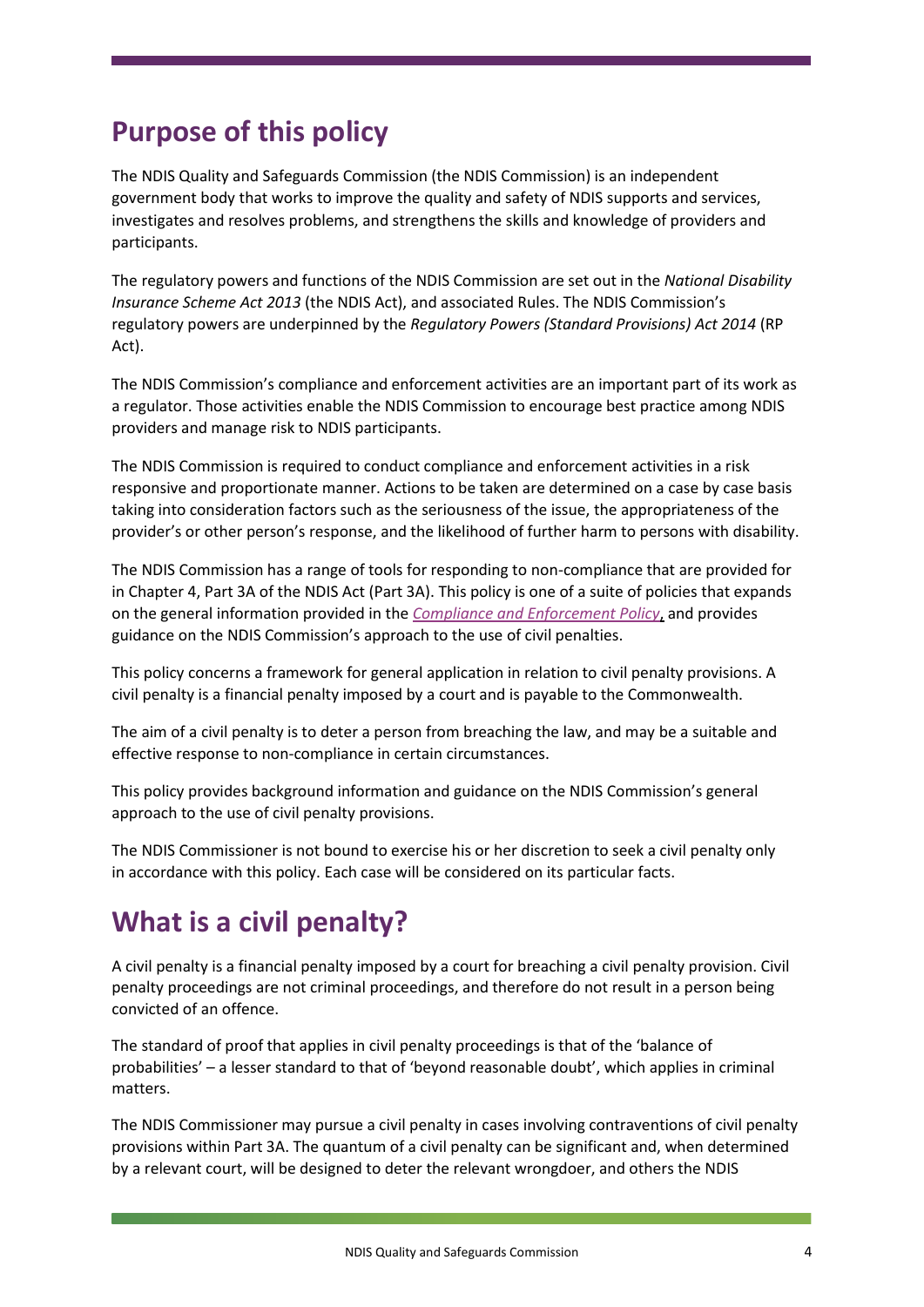# Purpose of this policy

The NDIS Quality and Safeguards Commission (the NDIS Commission) is an independent government body that works to improve the quality and safety of NDIS supports and services, investigates and resolves problems, and strengthens the skills and knowledge of providers and participants.

The regulatory powers and functions of the NDIS Commission are set out in the *National Disability Insurance Scheme Act 2013* (the NDIS Act), and associated Rules. The NDIS Commission's regulatory powers are underpinned by the *Regulatory Powers (Standard Provisions) Act 2014* (RP Act).

The NDIS Commission's compliance and enforcement activities are an important part of its work as a regulator. Those activities enable the NDIS Commission to encourage best practice among NDIS providers and manage risk to NDIS participants.

The NDIS Commission is required to conduct compliance and enforcement activities in a risk responsive and proportionate manner. Actions to be taken are determined on a case by case basis taking into consideration factors such as the seriousness of the issue, the appropriateness of the provider's or other person's response, and the likelihood of further harm to persons with disability.

The NDIS Commission has a range of tools for responding to non-compliance that are provided for in Chapter 4, Part 3A of the NDIS Act (Part 3A). This policy is one of a suite of policies that expands on the general information provided in the *Compliance and Enforcement Policy*, and provides guidance on the NDIS Commission's approach to the use of civil penalties.

This policy concerns a framework for general application in relation to civil penalty provisions. A civil penalty is a financial penalty imposed by a court and is payable to the Commonwealth.

The aim of a civil penalty is to deter a person from breaching the law, and may be a suitable and effective response to non-compliance in certain circumstances.

This policy provides background information and guidance on the NDIS Commission's general approach to the use of civil penalty provisions.

The NDIS Commissioner is not bound to exercise his or her discretion to seek a civil penalty only in accordance with this policy. Each case will be considered on its particular facts.

# What is a civil penalty?

A civil penalty is a financial penalty imposed by a court for breaching a civil penalty provision. Civil penalty proceedings are not criminal proceedings, and therefore do not result in a person being convicted of an offence.

The standard of proof that applies in civil penalty proceedings is that of the 'balance of probabilities' – a lesser standard to that of 'beyond reasonable doubt', which applies in criminal matters.

The NDIS Commissioner may pursue a civil penalty in cases involving contraventions of civil penalty provisions within Part 3A. The quantum of a civil penalty can be significant and, when determined by a relevant court, will be designed to deter the relevant wrongdoer, and others the NDIS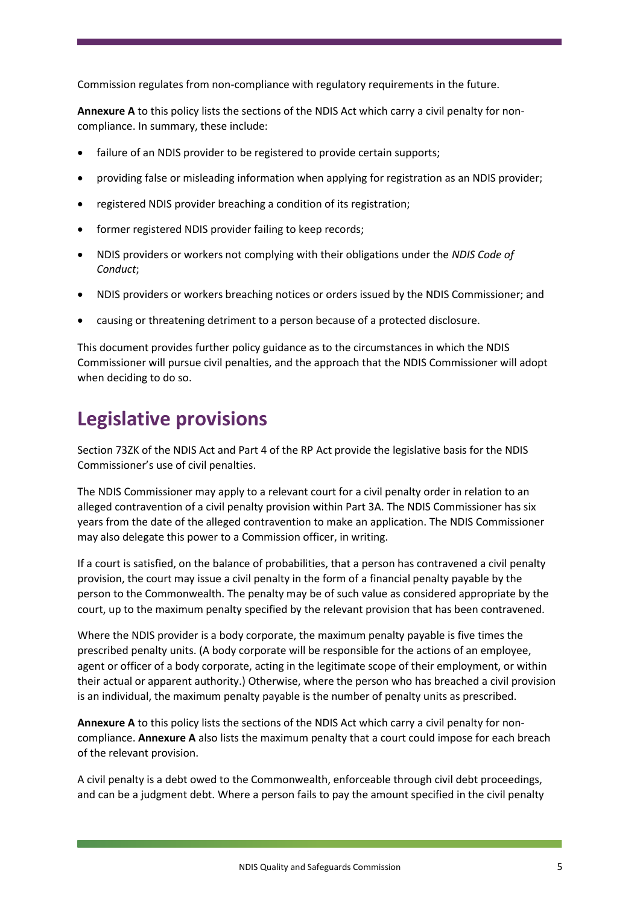Commission regulates from non-compliance with regulatory requirements in the future.

**Annexure A** to this policy lists the sections of the NDIS Act which carry a civil penalty for non-compliance. In summary, these include:

- failure of an NDIS provider to be registered to provide certain supports;
- providing false or misleading information when applying for registration as an NDIS provider;
- registered NDIS provider breaching a condition of its registration;
- former registered NDIS provider failing to keep records;
- NDIS providers or workers not complying with their obligations under the *NDIS Code of Conduct*;
- NDIS providers or workers breaching notices or orders issued by the NDIS Commissioner; and
- causing or threatening detriment to a person because of a protected disclosure.

This document provides further policy guidance as to the circumstances in which the NDIS Commissioner will pursue civil penalties, and the approach that the NDIS Commissioner will adopt when deciding to do so.

# Legislative provisions

Section 73ZK of the NDIS Act and Part 4 of the RP Act provide the legislative basis for the NDIS Commissioner's use of civil penalties.

The NDIS Commissioner may apply to a relevant court for a civil penalty order in relation to an alleged contravention of a civil penalty provision within Part 3A. The NDIS Commissioner has six years from the date of the alleged contravention to make an application. The NDIS Commissioner may also delegate this power to a Commission officer, in writing.

If a court is satisfied, on the balance of probabilities, that a person has contravened a civil penalty provision, the court may issue a civil penalty in the form of a financial penalty payable by the person to the Commonwealth. The penalty may be of such value as considered appropriate by the court, up to the maximum penalty specified by the relevant provision that has been contravened.

Where the NDIS provider is a body corporate, the maximum penalty payable is five times the prescribed penalty units. (A body corporate will be responsible for the actions of an employee, agent or officer of a body corporate, acting in the legitimate scope of their employment, or within their actual or apparent authority.) Otherwise, where the person who has breached a civil provision is an individual, the maximum penalty payable is the number of penalty units as prescribed.

**Annexure A** to this policy lists the sections of the NDIS Act which carry a civil penalty for non-compliance. **Annexure A** also lists the maximum penalty that a court could impose for each breach of the relevant provision.

A civil penalty is a debt owed to the Commonwealth, enforceable through civil debt proceedings, and can be a judgment debt. Where a person fails to pay the amount specified in the civil penalty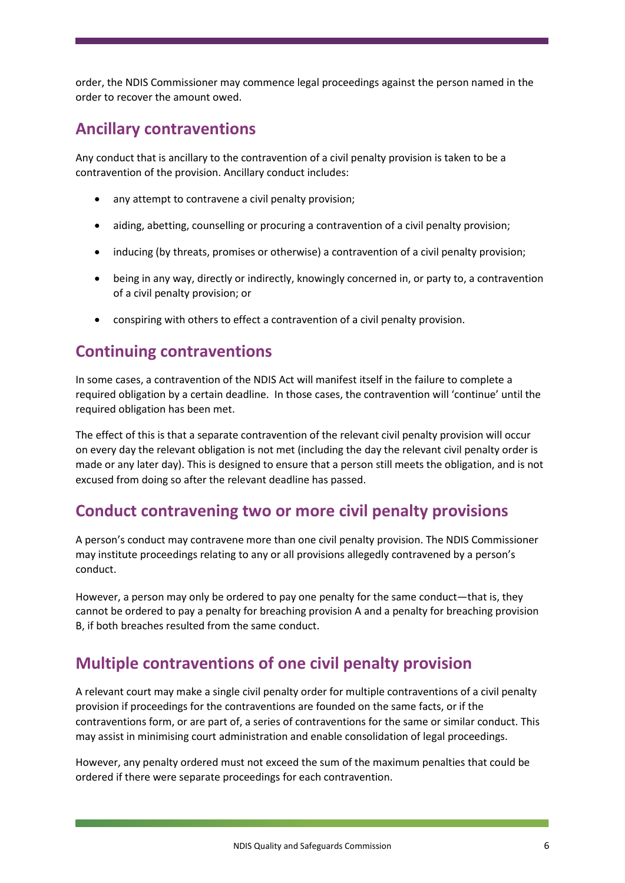order, the NDIS Commissioner may commence legal proceedings against the person named in the order to recover the amount owed.

## Ancillary contraventions

Any conduct that is ancillary to the contravention of a civil penalty provision is taken to be a contravention of the provision. Ancillary conduct includes:

- any attempt to contravene a civil penalty provision;
- aiding, abetting, counselling or procuring a contravention of a civil penalty provision;
- inducing (by threats, promises or otherwise) a contravention of a civil penalty provision;
- being in any way, directly or indirectly, knowingly concerned in, or party to, a contravention of a civil penalty provision; or
- conspiring with others to effect a contravention of a civil penalty provision.

## Continuing contraventions

In some cases, a contravention of the NDIS Act will manifest itself in the failure to complete a required obligation by a certain deadline. In those cases, the contravention will 'continue' until the required obligation has been met.

The effect of this is that a separate contravention of the relevant civil penalty provision will occur on every day the relevant obligation is not met (including the day the relevant civil penalty order is made or any later day). This is designed to ensure that a person still meets the obligation, and is not excused from doing so after the relevant deadline has passed.

## Conduct contravening two or more civil penalty provisions

A person's conduct may contravene more than one civil penalty provision. The NDIS Commissioner may institute proceedings relating to any or all provisions allegedly contravened by a person's conduct.

However, a person may only be ordered to pay one penalty for the same conduct—that is, they cannot be ordered to pay a penalty for breaching provision A and a penalty for breaching provision B, if both breaches resulted from the same conduct.

## Multiple contraventions of one civil penalty provision

A relevant court may make a single civil penalty order for multiple contraventions of a civil penalty provision if proceedings for the contraventions are founded on the same facts, or if the contraventions form, or are part of, a series of contraventions for the same or similar conduct. This may assist in minimising court administration and enable consolidation of legal proceedings.

However, any penalty ordered must not exceed the sum of the maximum penalties that could be ordered if there were separate proceedings for each contravention.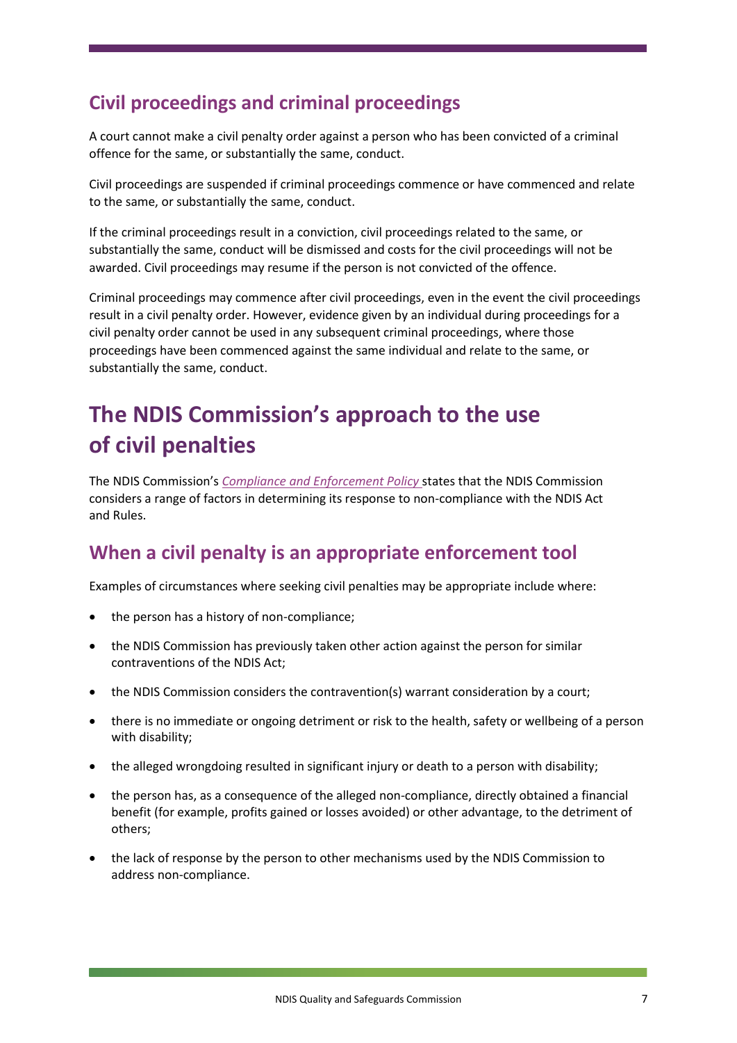## Civil proceedings and criminal proceedings

A court cannot make a civil penalty order against a person who has been convicted of a criminal offence for the same, or substantially the same, conduct.

Civil proceedings are suspended if criminal proceedings commence or have commenced and relate to the same, or substantially the same, conduct.

If the criminal proceedings result in a conviction, civil proceedings related to the same, or substantially the same, conduct will be dismissed and costs for the civil proceedings will not be awarded. Civil proceedings may resume if the person is not convicted of the offence.

Criminal proceedings may commence after civil proceedings, even in the event the civil proceedings result in a civil penalty order. However, evidence given by an individual during proceedings for a civil penalty order cannot be used in any subsequent criminal proceedings, where those proceedings have been commenced against the same individual and relate to the same, or substantially the same, conduct.

# The NDIS Commission's approach to the use of civil penalties

The NDIS Commission's *Compliance and Enforcement Policy* states that the NDIS Commission considers a range of factors in determining its response to non-compliance with the NDIS Act and Rules.

## When a civil penalty is an appropriate enforcement tool

Examples of circumstances where seeking civil penalties may be appropriate include where:

- the person has a history of non-compliance;
- the NDIS Commission has previously taken other action against the person for similar contraventions of the NDIS Act;
- the NDIS Commission considers the contravention(s) warrant consideration by a court;
- there is no immediate or ongoing detriment or risk to the health, safety or wellbeing of a person with disability;
- the alleged wrongdoing resulted in significant injury or death to a person with disability;
- the person has, as a consequence of the alleged non-compliance, directly obtained a financial benefit (for example, profits gained or losses avoided) or other advantage, to the detriment of others;
- the lack of response by the person to other mechanisms used by the NDIS Commission to address non-compliance.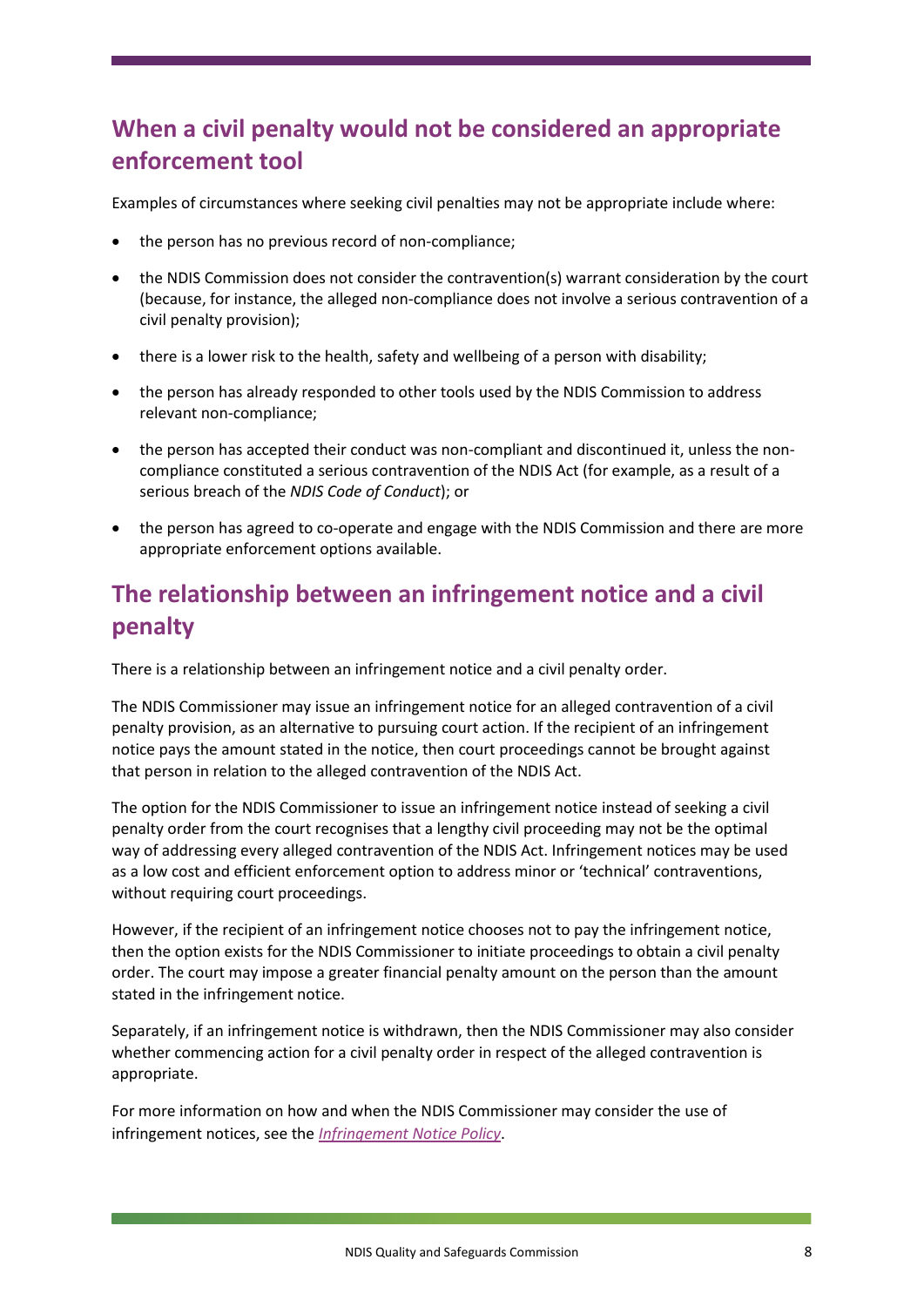## When a civil penalty would not be considered an appropriate enforcement tool

Examples of circumstances where seeking civil penalties may not be appropriate include where:

- the person has no previous record of non-compliance;
- the NDIS Commission does not consider the contravention(s) warrant consideration by the court (because, for instance, the alleged non-compliance does not involve a serious contravention of a civil penalty provision);
- there is a lower risk to the health, safety and wellbeing of a person with disability;
- the person has already responded to other tools used by the NDIS Commission to address relevant non-compliance;
- the person has accepted their conduct was non-compliant and discontinued it, unless the non-compliance constituted a serious contravention of the NDIS Act (for example, as a result of a serious breach of the *NDIS Code of Conduct*); or
- the person has agreed to co-operate and engage with the NDIS Commission and there are more appropriate enforcement options available.

## The relationship between an infringement notice and a civil penalty

There is a relationship between an infringement notice and a civil penalty order.

The NDIS Commissioner may issue an infringement notice for an alleged contravention of a civil penalty provision, as an alternative to pursuing court action. If the recipient of an infringement notice pays the amount stated in the notice, then court proceedings cannot be brought against that person in relation to the alleged contravention of the NDIS Act.

The option for the NDIS Commissioner to issue an infringement notice instead of seeking a civil penalty order from the court recognises that a lengthy civil proceeding may not be the optimal way of addressing every alleged contravention of the NDIS Act. Infringement notices may be used as a low cost and efficient enforcement option to address minor or 'technical' contraventions, without requiring court proceedings.

However, if the recipient of an infringement notice chooses not to pay the infringement notice, then the option exists for the NDIS Commissioner to initiate proceedings to obtain a civil penalty order. The court may impose a greater financial penalty amount on the person than the amount stated in the infringement notice.

Separately, if an infringement notice is withdrawn, then the NDIS Commissioner may also consider whether commencing action for a civil penalty order in respect of the alleged contravention is appropriate.

For more information on how and when the NDIS Commissioner may consider the use of infringement notices, see the *Infringement Notice Policy*.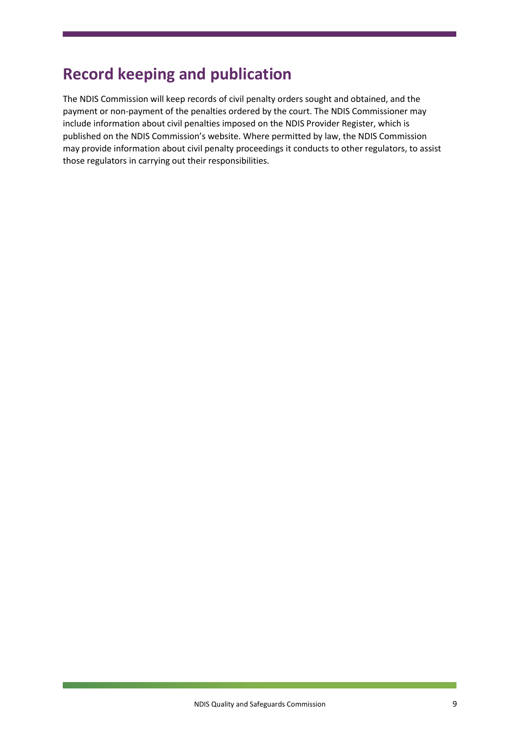## Record keeping and publication

The NDIS Commission will keep records of civil penalty orders sought and obtained, and the payment or non-payment of the penalties ordered by the court. The NDIS Commissioner may include information about civil penalties imposed on the NDIS Provider Register, which is published on the NDIS Commission's website. Where permitted by law, the NDIS Commission may provide information about civil penalty proceedings it conducts to other regulators, to assist those regulators in carrying out their responsibilities.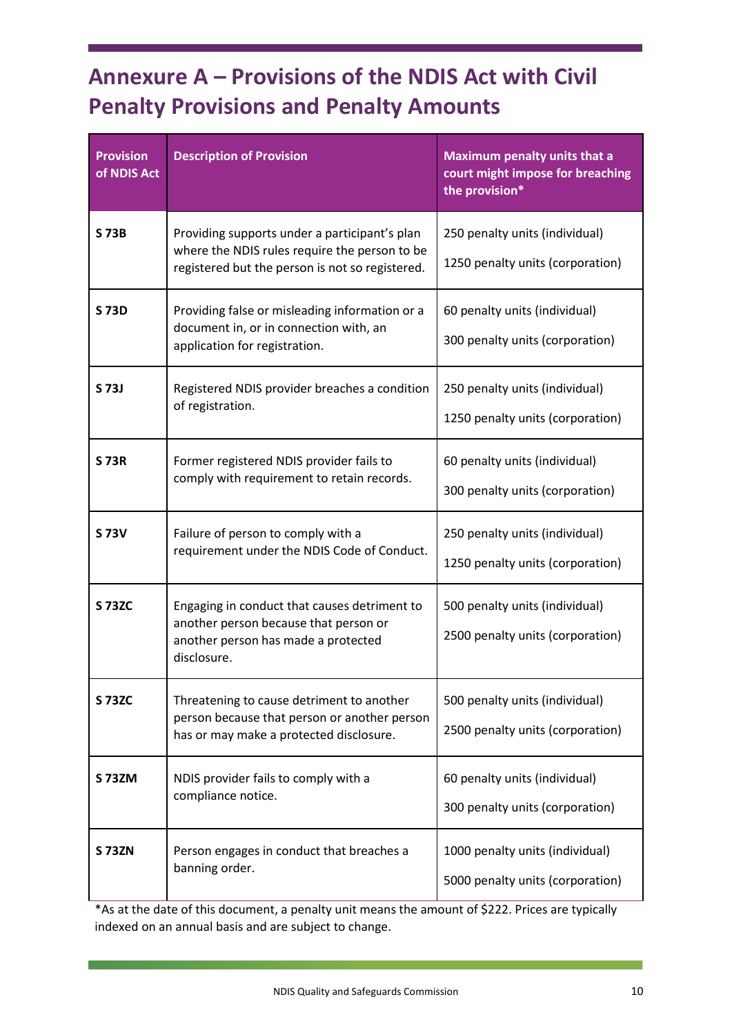# Annexure A – Provisions of the NDIS Act with Civil Penalty Provisions and Penalty Amounts

| Provision of NDIS Act | Description of Provision | Maximum penalty units that a court might impose for breaching the provision* |
|---|---|---|
| **S 73B** | Providing supports under a participant's plan where the NDIS rules require the person to be registered but the person is not so registered. | 250 penalty units (individual)<br>1250 penalty units (corporation) |
| **S 73D** | Providing false or misleading information or a document in, or in connection with, an application for registration. | 60 penalty units (individual)<br>300 penalty units (corporation) |
| **S 73J** | Registered NDIS provider breaches a condition of registration. | 250 penalty units (individual)<br>1250 penalty units (corporation) |
| **S 73R** | Former registered NDIS provider fails to comply with requirement to retain records. | 60 penalty units (individual)<br>300 penalty units (corporation) |
| **S 73V** | Failure of person to comply with a requirement under the NDIS Code of Conduct. | 250 penalty units (individual)<br>1250 penalty units (corporation) |
| **S 73ZC** | Engaging in conduct that causes detriment to another person because that person or another person has made a protected disclosure. | 500 penalty units (individual)<br>2500 penalty units (corporation) |
| **S 73ZC** | Threatening to cause detriment to another person because that person or another person has or may make a protected disclosure. | 500 penalty units (individual)<br>2500 penalty units (corporation) |
| **S 73ZM** | NDIS provider fails to comply with a compliance notice. | 60 penalty units (individual)<br>300 penalty units (corporation) |
| **S 73ZN** | Person engages in conduct that breaches a banning order. | 1000 penalty units (individual)<br>5000 penalty units (corporation) |

*As at the date of this document, a penalty unit means the amount of $222. Prices are typically indexed on an annual basis and are subject to change.